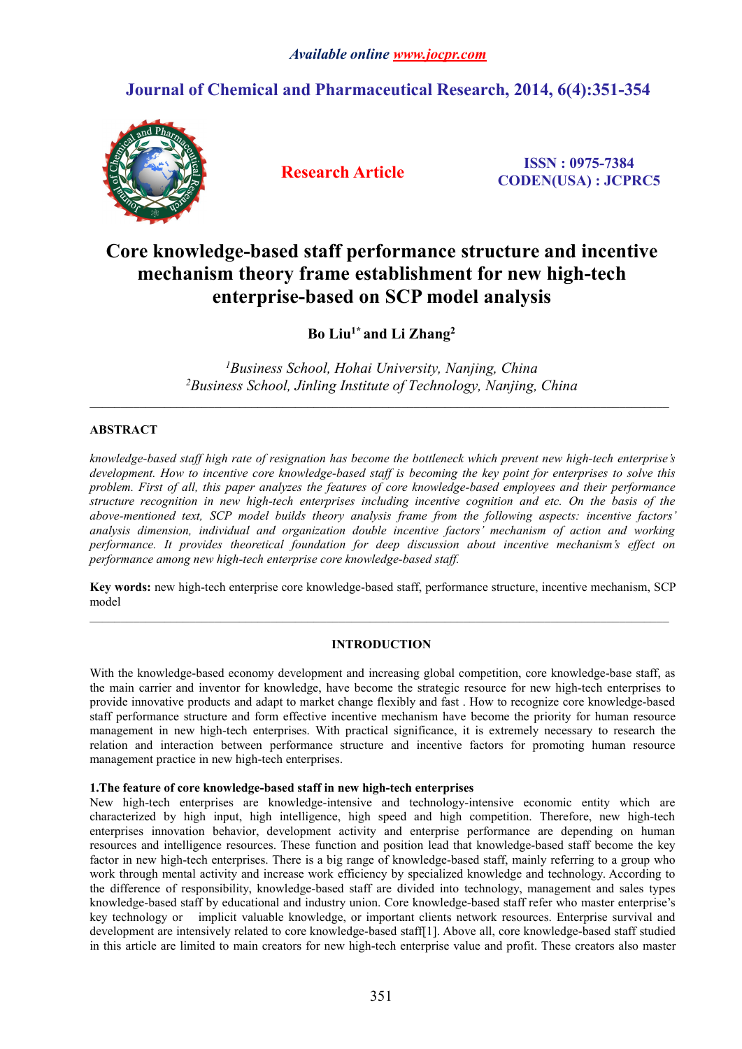# Core knowledge-based staff performance structure and incentive mechanism theory frame establishment for new high-tech enterprise-based on SCP model analysis

**Bo Liu[1]* and Li Zhang[2]**

*[1]Business School, Hohai University, Nanjing, China*
*[2]Business School, Jinling Institute of Technology, Nanjing, China*

---

## ABSTRACT

*knowledge-based staff high rate of resignation has become the bottleneck which prevent new high-tech enterprise's development. How to incentive core knowledge-based staff is becoming the key point for enterprises to solve this problem. First of all, this paper analyzes the features of core knowledge-based employees and their performance structure recognition in new high-tech enterprises including incentive cognition and etc. On the basis of the above-mentioned text, SCP model builds theory analysis frame from the following aspects: incentive factors' analysis dimension, individual and organization double incentive factors' mechanism of action and working performance. It provides theoretical foundation for deep discussion about incentive mechanism's effect on performance among new high-tech enterprise core knowledge-based staff.*

**Key words:** new high-tech enterprise core knowledge-based staff, performance structure, incentive mechanism, SCP model

---

## INTRODUCTION

With the knowledge-based economy development and increasing global competition, core knowledge-base staff, as the main carrier and inventor for knowledge, have become the strategic resource for new high-tech enterprises to provide innovative products and adapt to market change flexibly and fast . How to recognize core knowledge-based staff performance structure and form effective incentive mechanism have become the priority for human resource management in new high-tech enterprises. With practical significance, it is extremely necessary to research the relation and interaction between performance structure and incentive factors for promoting human resource management practice in new high-tech enterprises.

### 1.The feature of core knowledge-based staff in new high-tech enterprises

New high-tech enterprises are knowledge-intensive and technology-intensive economic entity which are characterized by high input, high intelligence, high speed and high competition. Therefore, new high-tech enterprises innovation behavior, development activity and enterprise performance are depending on human resources and intelligence resources. These function and position lead that knowledge-based staff become the key factor in new high-tech enterprises. There is a big range of knowledge-based staff, mainly referring to a group who work through mental activity and increase work efficiency by specialized knowledge and technology. According to the difference of responsibility, knowledge-based staff are divided into technology, management and sales types knowledge-based staff by educational and industry union. Core knowledge-based staff refer who master enterprise's key technology or implicit valuable knowledge, or important clients network resources. Enterprise survival and development are intensively related to core knowledge-based staff[1]. Above all, core knowledge-based staff studied in this article are limited to main creators for new high-tech enterprise value and profit. These creators also master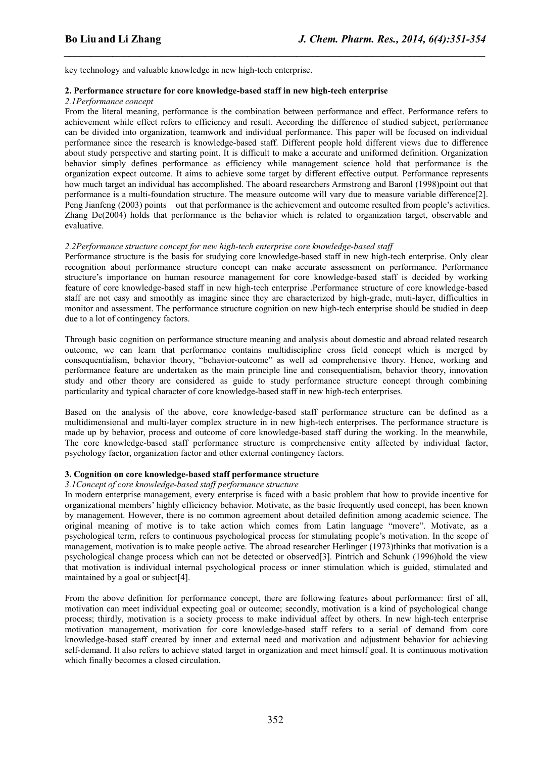key technology and valuable knowledge in new high-tech enterprise.

**2. Performance structure for core knowledge-based staff in new high-tech enterprise**

*2.1Performance concept*

From the literal meaning, performance is the combination between performance and effect. Performance refers to achievement while effect refers to efficiency and result. According the difference of studied subject, performance can be divided into organization, teamwork and individual performance. This paper will be focused on individual performance since the research is knowledge-based staff. Different people hold different views due to difference about study perspective and starting point. It is difficult to make a accurate and uniformed definition. Organization behavior simply defines performance as efficiency while management science hold that performance is the organization expect outcome. It aims to achieve some target by different effective output. Performance represents how much target an individual has accomplished. The aboard researchers Armstrong and Baronl (1998)point out that performance is a multi-foundation structure. The measure outcome will vary due to measure variable difference[2]. Peng Jianfeng (2003) points out that performance is the achievement and outcome resulted from people's activities. Zhang De(2004) holds that performance is the behavior which is related to organization target, observable and evaluative.

*2.2Performance structure concept for new high-tech enterprise core knowledge-based staff*

Performance structure is the basis for studying core knowledge-based staff in new high-tech enterprise. Only clear recognition about performance structure concept can make accurate assessment on performance. Performance structure's importance on human resource management for core knowledge-based staff is decided by working feature of core knowledge-based staff in new high-tech enterprise .Performance structure of core knowledge-based staff are not easy and smoothly as imagine since they are characterized by high-grade, muti-layer, difficulties in monitor and assessment. The performance structure cognition on new high-tech enterprise should be studied in deep due to a lot of contingency factors.

Through basic cognition on performance structure meaning and analysis about domestic and abroad related research outcome, we can learn that performance contains multidiscipline cross field concept which is merged by consequentialism, behavior theory, "behavior-outcome" as well ad comprehensive theory. Hence, working and performance feature are undertaken as the main principle line and consequentialism, behavior theory, innovation study and other theory are considered as guide to study performance structure concept through combining particularity and typical character of core knowledge-based staff in new high-tech enterprises.

Based on the analysis of the above, core knowledge-based staff performance structure can be defined as a multidimensional and multi-layer complex structure in in new high-tech enterprises. The performance structure is made up by behavior, process and outcome of core knowledge-based staff during the working. In the meanwhile, The core knowledge-based staff performance structure is comprehensive entity affected by individual factor, psychology factor, organization factor and other external contingency factors.

**3. Cognition on core knowledge-based staff performance structure**

*3.1Concept of core knowledge-based staff performance structure*

In modern enterprise management, every enterprise is faced with a basic problem that how to provide incentive for organizational members' highly efficiency behavior. Motivate, as the basic frequently used concept, has been known by management. However, there is no common agreement about detailed definition among academic science. The original meaning of motive is to take action which comes from Latin language "movere". Motivate, as a psychological term, refers to continuous psychological process for stimulating people's motivation. In the scope of management, motivation is to make people active. The abroad researcher Herlinger (1973)thinks that motivation is a psychological change process which can not be detected or observed[3]. Pintrich and Schunk (1996)hold the view that motivation is individual internal psychological process or inner stimulation which is guided, stimulated and maintained by a goal or subject[4].

From the above definition for performance concept, there are following features about performance: first of all, motivation can meet individual expecting goal or outcome; secondly, motivation is a kind of psychological change process; thirdly, motivation is a society process to make individual affect by others. In new high-tech enterprise motivation management, motivation for core knowledge-based staff refers to a serial of demand from core knowledge-based staff created by inner and external need and motivation and adjustment behavior for achieving self-demand. It also refers to achieve stated target in organization and meet himself goal. It is continuous motivation which finally becomes a closed circulation.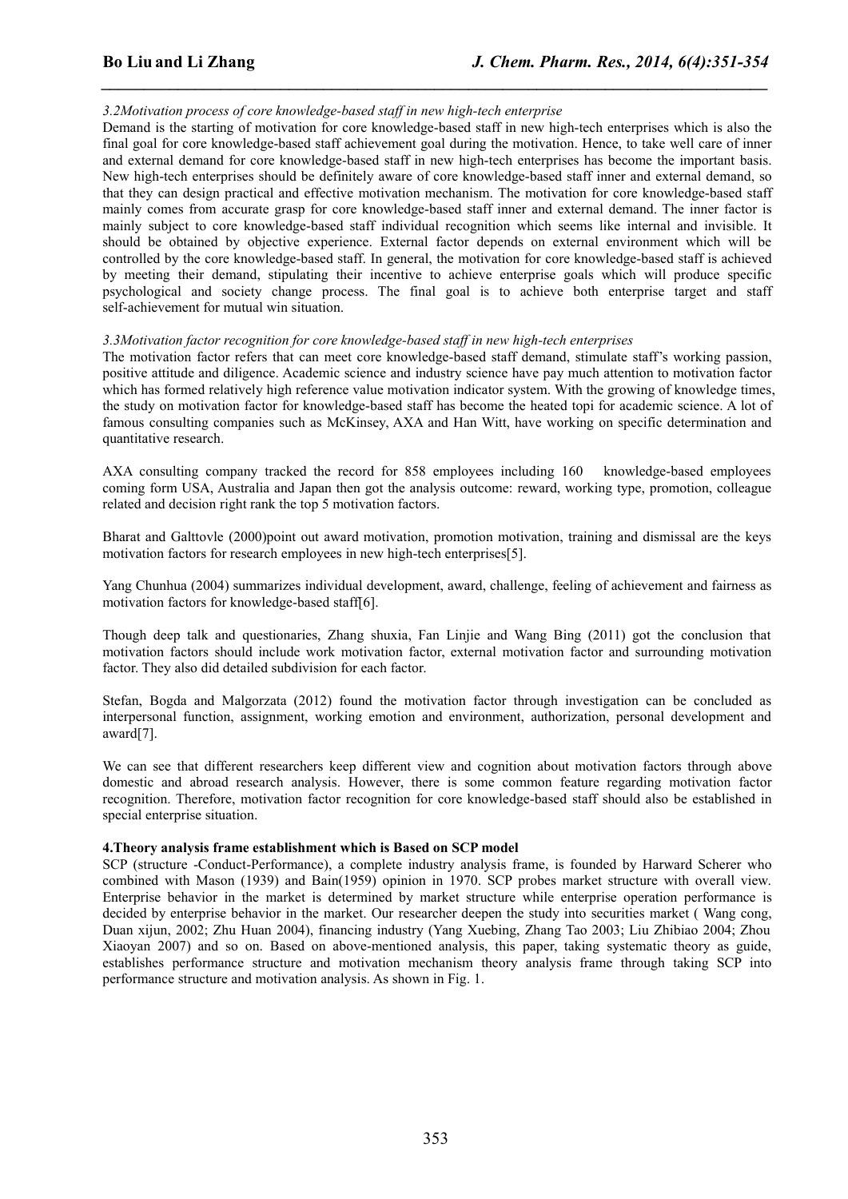*3.2Motivation process of core knowledge-based staff in new high-tech enterprise*

Demand is the starting of motivation for core knowledge-based staff in new high-tech enterprises which is also the final goal for core knowledge-based staff achievement goal during the motivation. Hence, to take well care of inner and external demand for core knowledge-based staff in new high-tech enterprises has become the important basis. New high-tech enterprises should be definitely aware of core knowledge-based staff inner and external demand, so that they can design practical and effective motivation mechanism. The motivation for core knowledge-based staff mainly comes from accurate grasp for core knowledge-based staff inner and external demand. The inner factor is mainly subject to core knowledge-based staff individual recognition which seems like internal and invisible. It should be obtained by objective experience. External factor depends on external environment which will be controlled by the core knowledge-based staff. In general, the motivation for core knowledge-based staff is achieved by meeting their demand, stipulating their incentive to achieve enterprise goals which will produce specific psychological and society change process. The final goal is to achieve both enterprise target and staff self-achievement for mutual win situation.

*3.3Motivation factor recognition for core knowledge-based staff in new high-tech enterprises*

The motivation factor refers that can meet core knowledge-based staff demand, stimulate staff's working passion, positive attitude and diligence. Academic science and industry science have pay much attention to motivation factor which has formed relatively high reference value motivation indicator system. With the growing of knowledge times, the study on motivation factor for knowledge-based staff has become the heated topi for academic science. A lot of famous consulting companies such as McKinsey, AXA and Han Witt, have working on specific determination and quantitative research.

AXA consulting company tracked the record for 858 employees including 160 knowledge-based employees coming form USA, Australia and Japan then got the analysis outcome: reward, working type, promotion, colleague related and decision right rank the top 5 motivation factors.

Bharat and Galttovle (2000)point out award motivation, promotion motivation, training and dismissal are the keys motivation factors for research employees in new high-tech enterprises[5].

Yang Chunhua (2004) summarizes individual development, award, challenge, feeling of achievement and fairness as motivation factors for knowledge-based staff[6].

Though deep talk and questionaries, Zhang shuxia, Fan Linjie and Wang Bing (2011) got the conclusion that motivation factors should include work motivation factor, external motivation factor and surrounding motivation factor. They also did detailed subdivision for each factor.

Stefan, Bogda and Malgorzata (2012) found the motivation factor through investigation can be concluded as interpersonal function, assignment, working emotion and environment, authorization, personal development and award[7].

We can see that different researchers keep different view and cognition about motivation factors through above domestic and abroad research analysis. However, there is some common feature regarding motivation factor recognition. Therefore, motivation factor recognition for core knowledge-based staff should also be established in special enterprise situation.

## 4.Theory analysis frame establishment which is Based on SCP model

SCP (structure -Conduct-Performance), a complete industry analysis frame, is founded by Harward Scherer who combined with Mason (1939) and Bain(1959) opinion in 1970. SCP probes market structure with overall view. Enterprise behavior in the market is determined by market structure while enterprise operation performance is decided by enterprise behavior in the market. Our researcher deepen the study into securities market ( Wang cong, Duan xijun, 2002; Zhu Huan 2004), financing industry (Yang Xuebing, Zhang Tao 2003; Liu Zhibiao 2004; Zhou Xiaoyan 2007) and so on. Based on above-mentioned analysis, this paper, taking systematic theory as guide, establishes performance structure and motivation mechanism theory analysis frame through taking SCP into performance structure and motivation analysis. As shown in Fig. 1.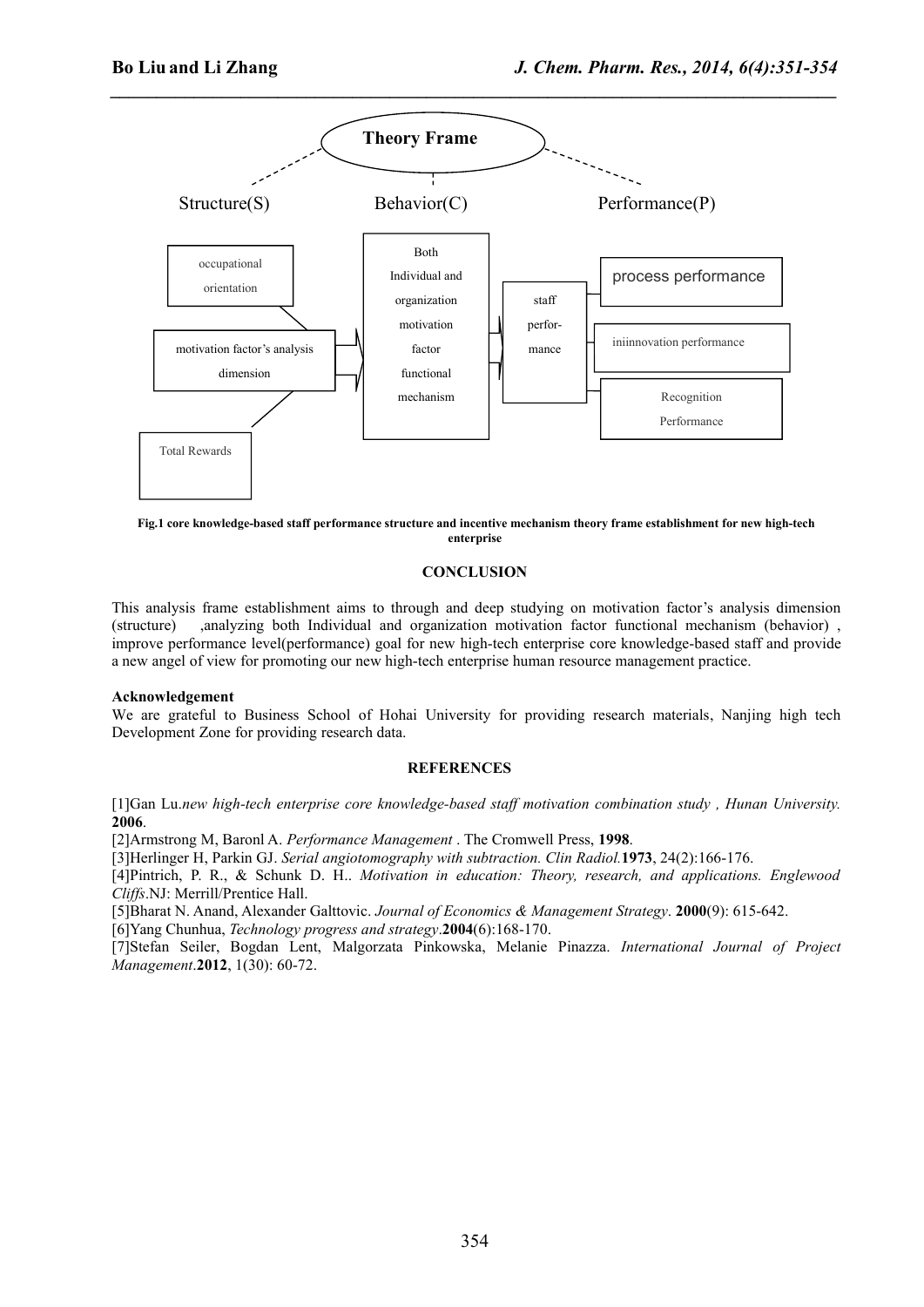Theory Frame

Structure(S)

Behavior(C)

Performance(P)

occupational orientation

motivation factor's analysis dimension

Total Rewards

Both Individual and organization motivation factor functional mechanism

staff perfor- mance

process performance

iniinnovation performance

Recognition Performance

**Fig.1 core knowledge-based staff performance structure and incentive mechanism theory frame establishment for new high-tech enterprise**

## CONCLUSION

This analysis frame establishment aims to through and deep studying on motivation factor's analysis dimension (structure) ,analyzing both Individual and organization motivation factor functional mechanism (behavior) , improve performance level(performance) goal for new high-tech enterprise core knowledge-based staff and provide a new angel of view for promoting our new high-tech enterprise human resource management practice.

**Acknowledgement**

We are grateful to Business School of Hohai University for providing research materials, Nanjing high tech Development Zone for providing research data.

## REFERENCES

[1]Gan Lu.*new high-tech enterprise core knowledge-based staff motivation combination study , Hunan University.* **2006**.

[2]Armstrong M, Baronl A. *Performance Management* . The Cromwell Press, **1998**.

[3]Herlinger H, Parkin GJ. *Serial angiotomography with subtraction. Clin Radiol.***1973**, 24(2):166-176.

[4]Pintrich, P. R., & Schunk D. H.. *Motivation in education: Theory, research, and applications. Englewood Cliffs*.NJ: Merrill/Prentice Hall.

[5]Bharat N. Anand, Alexander Galttovic. *Journal of Economics & Management Strategy*. **2000**(9): 615-642.

[6]Yang Chunhua, *Technology progress and strategy*.**2004**(6):168-170.

[7]Stefan Seiler, Bogdan Lent, Malgorzata Pinkowska, Melanie Pinazza. *International Journal of Project Management*.**2012**, 1(30): 60-72.